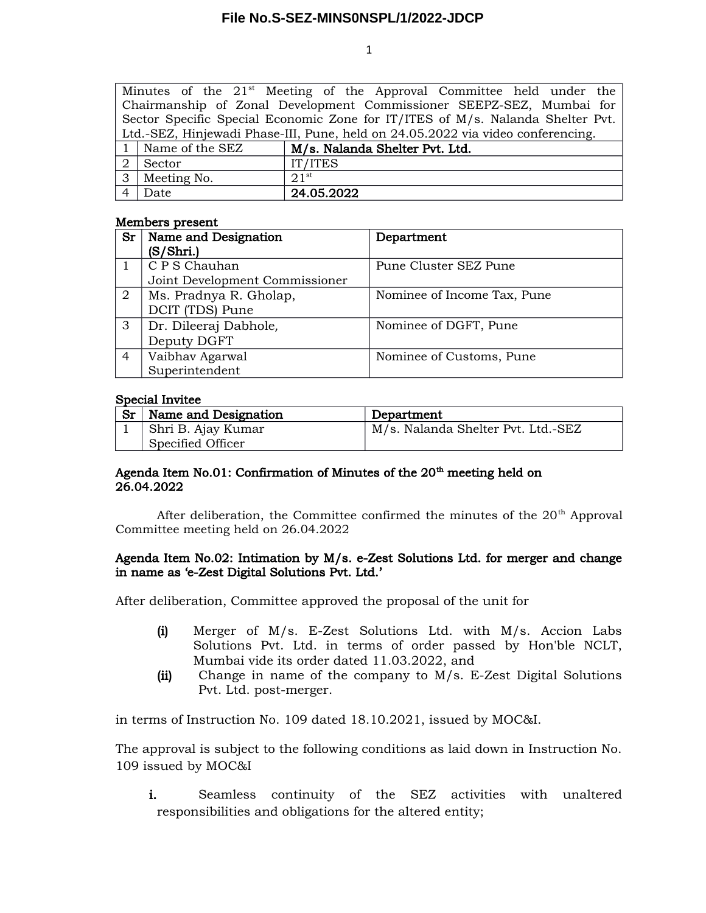| Minutes of the 21st Meeting of the Approval Committee held under the Chairmanship of Zonal Development Commissioner SEEPZ-SEZ, Mumbai for Sector Specific Special Economic Zone for IT/ITES of M/s. Nalanda Shelter Pvt. Ltd.-SEZ, Hinjewadi Phase-III, Pune, held on 24.05.2022 via video conferencing. | | |
|---|---|---|
| 1 | Name of the SEZ | **M/s. Nalanda Shelter Pvt. Ltd.** |
| 2 | Sector | IT/ITES |
| 3 | Meeting No. | 21st |
| 4 | Date | **24.05.2022** |

**Members present**

| Sr | Name and Designation (S/Shri.) | Department |
|---|---|---|
| 1 | C P S Chauhan<br>Joint Development Commissioner | Pune Cluster SEZ Pune |
| 2 | Ms. Pradnya R. Gholap,<br>DCIT (TDS) Pune | Nominee of Income Tax, Pune |
| 3 | Dr. Dileeraj Dabhole,<br>Deputy DGFT | Nominee of DGFT, Pune |
| 4 | Vaibhav Agarwal<br>Superintendent | Nominee of Customs, Pune |

**Special Invitee**

| Sr | Name and Designation | Department |
|---|---|---|
| 1 | Shri B. Ajay Kumar<br>Specified Officer | M/s. Nalanda Shelter Pvt. Ltd.-SEZ |

**Agenda Item No.01: Confirmation of Minutes of the 20th meeting held on 26.04.2022**

After deliberation, the Committee confirmed the minutes of the 20th Approval Committee meeting held on 26.04.2022

**Agenda Item No.02: Intimation by M/s. e-Zest Solutions Ltd. for merger and change in name as 'e-Zest Digital Solutions Pvt. Ltd.'**

After deliberation, Committee approved the proposal of the unit for

- **(i)** Merger of M/s. E-Zest Solutions Ltd. with M/s. Accion Labs Solutions Pvt. Ltd. in terms of order passed by Hon'ble NCLT, Mumbai vide its order dated 11.03.2022, and
- **(ii)** Change in name of the company to M/s. E-Zest Digital Solutions Pvt. Ltd. post-merger.

in terms of Instruction No. 109 dated 18.10.2021, issued by MOC&I.

The approval is subject to the following conditions as laid down in Instruction No. 109 issued by MOC&I

- **i.** Seamless continuity of the SEZ activities with unaltered responsibilities and obligations for the altered entity;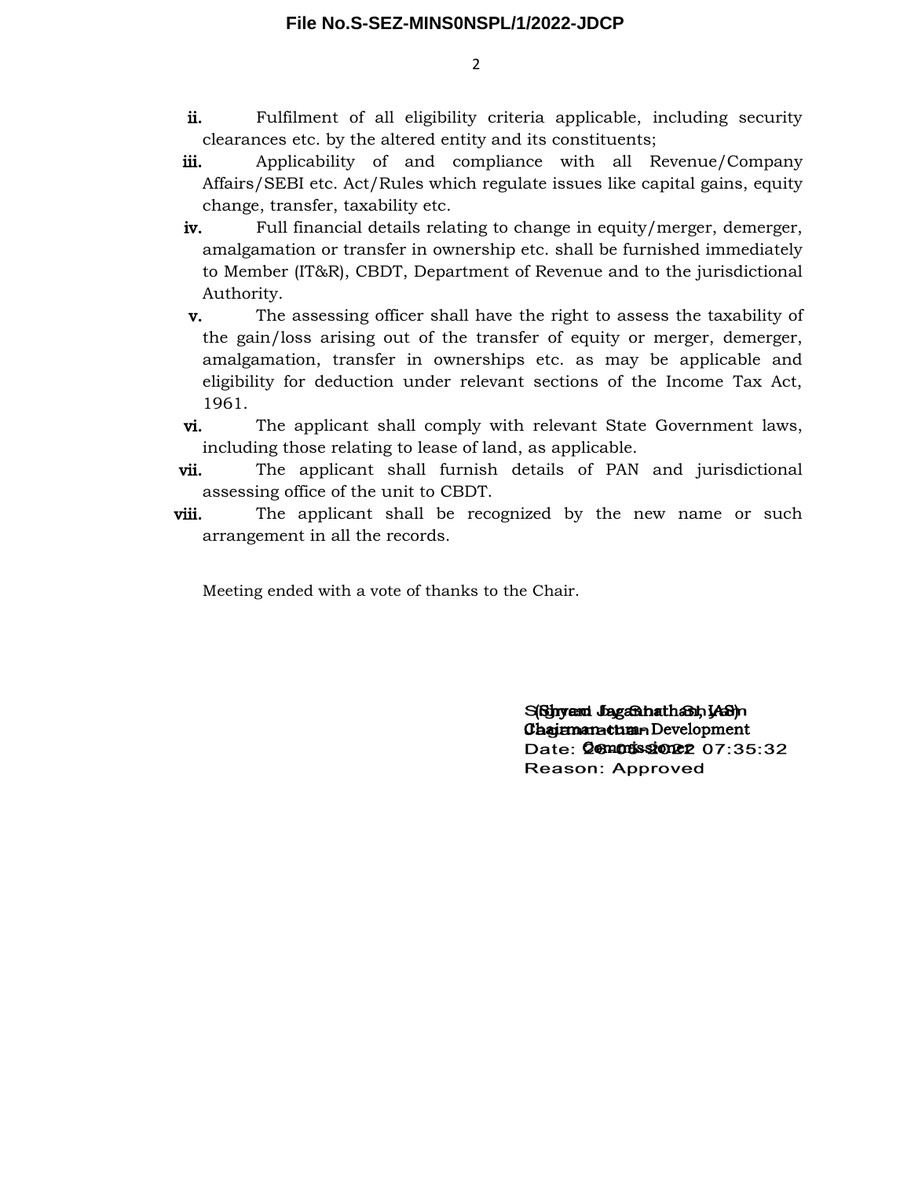ii. Fulfilment of all eligibility criteria applicable, including security clearances etc. by the altered entity and its constituents;

iii. Applicability of and compliance with all Revenue/Company Affairs/SEBI etc. Act/Rules which regulate issues like capital gains, equity change, transfer, taxability etc.

iv. Full financial details relating to change in equity/merger, demerger, amalgamation or transfer in ownership etc. shall be furnished immediately to Member (IT&R), CBDT, Department of Revenue and to the jurisdictional Authority.

v. The assessing officer shall have the right to assess the taxability of the gain/loss arising out of the transfer of equity or merger, demerger, amalgamation, transfer in ownerships etc. as may be applicable and eligibility for deduction under relevant sections of the Income Tax Act, 1961.

vi. The applicant shall comply with relevant State Government laws, including those relating to lease of land, as applicable.

vii. The applicant shall furnish details of PAN and jurisdictional assessing office of the unit to CBDT.

viii. The applicant shall be recognized by the new name or such arrangement in all the records.

Meeting ended with a vote of thanks to the Chair.

(Shyam Jagannathan, IAS)
Chairman-cum-Development Commissioner

Signed by Shyam Jagannathan
Date: 26-05-2022 07:35:32
Reason: Approved